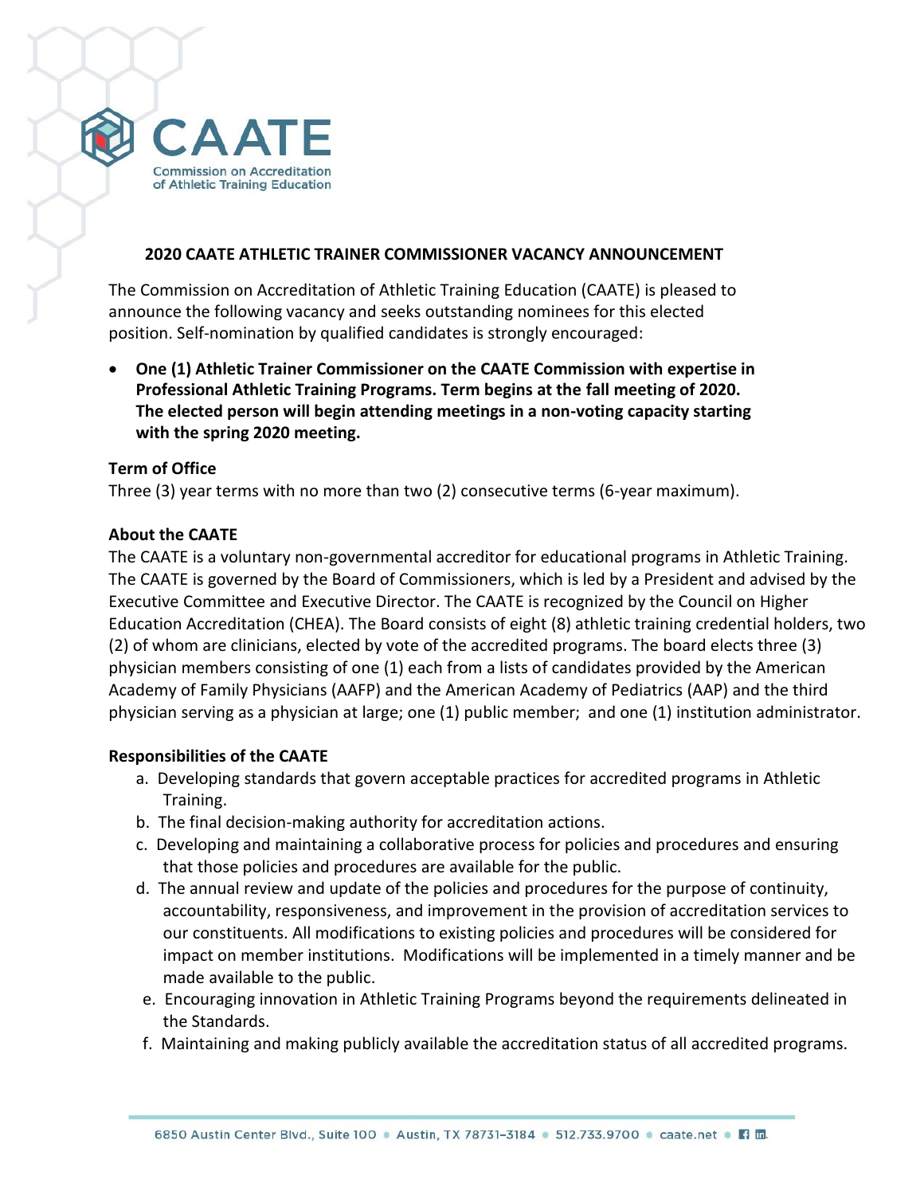# 2020 CAATE ATHLETIC TRAINER COMMISSIONER VACANCY ANNOUNCEMENT

The Commission on Accreditation of Athletic Training Education (CAATE) is pleased to announce the following vacancy and seeks outstanding nominees for this elected position. Self-nomination by qualified candidates is strongly encouraged:

- **One (1) Athletic Trainer Commissioner on the CAATE Commission with expertise in Professional Athletic Training Programs. Term begins at the fall meeting of 2020. The elected person will begin attending meetings in a non-voting capacity starting with the spring 2020 meeting.**

### Term of Office

Three (3) year terms with no more than two (2) consecutive terms (6-year maximum).

### About the CAATE

The CAATE is a voluntary non-governmental accreditor for educational programs in Athletic Training. The CAATE is governed by the Board of Commissioners, which is led by a President and advised by the Executive Committee and Executive Director. The CAATE is recognized by the Council on Higher Education Accreditation (CHEA). The Board consists of eight (8) athletic training credential holders, two (2) of whom are clinicians, elected by vote of the accredited programs. The board elects three (3) physician members consisting of one (1) each from a lists of candidates provided by the American Academy of Family Physicians (AAFP) and the American Academy of Pediatrics (AAP) and the third physician serving as a physician at large; one (1) public member; and one (1) institution administrator.

### Responsibilities of the CAATE

a. Developing standards that govern acceptable practices for accredited programs in Athletic Training.
b. The final decision-making authority for accreditation actions.
c. Developing and maintaining a collaborative process for policies and procedures and ensuring that those policies and procedures are available for the public.
d. The annual review and update of the policies and procedures for the purpose of continuity, accountability, responsiveness, and improvement in the provision of accreditation services to our constituents. All modifications to existing policies and procedures will be considered for impact on member institutions. Modifications will be implemented in a timely manner and be made available to the public.
e. Encouraging innovation in Athletic Training Programs beyond the requirements delineated in the Standards.
f. Maintaining and making publicly available the accreditation status of all accredited programs.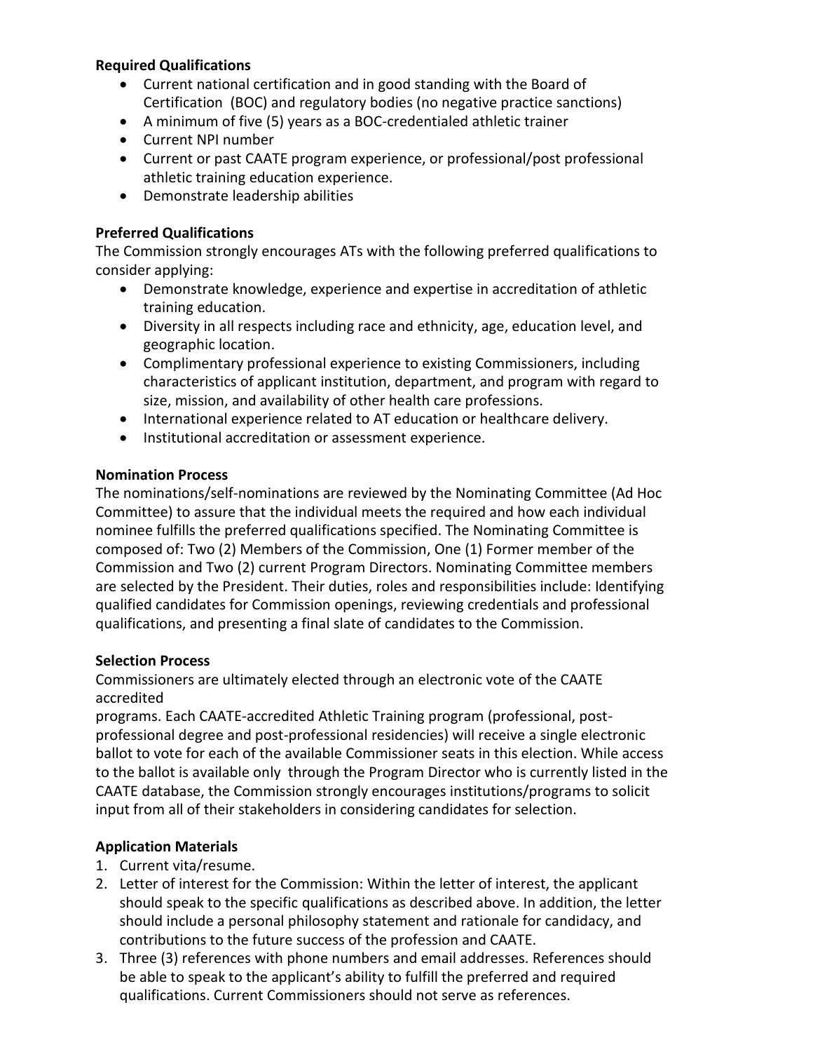**Required Qualifications**

- Current national certification and in good standing with the Board of Certification (BOC) and regulatory bodies (no negative practice sanctions)
- A minimum of five (5) years as a BOC-credentialed athletic trainer
- Current NPI number
- Current or past CAATE program experience, or professional/post professional athletic training education experience.
- Demonstrate leadership abilities

**Preferred Qualifications**

The Commission strongly encourages ATs with the following preferred qualifications to consider applying:

- Demonstrate knowledge, experience and expertise in accreditation of athletic training education.
- Diversity in all respects including race and ethnicity, age, education level, and geographic location.
- Complimentary professional experience to existing Commissioners, including characteristics of applicant institution, department, and program with regard to size, mission, and availability of other health care professions.
- International experience related to AT education or healthcare delivery.
- Institutional accreditation or assessment experience.

**Nomination Process**

The nominations/self-nominations are reviewed by the Nominating Committee (Ad Hoc Committee) to assure that the individual meets the required and how each individual nominee fulfills the preferred qualifications specified. The Nominating Committee is composed of: Two (2) Members of the Commission, One (1) Former member of the Commission and Two (2) current Program Directors. Nominating Committee members are selected by the President. Their duties, roles and responsibilities include: Identifying qualified candidates for Commission openings, reviewing credentials and professional qualifications, and presenting a final slate of candidates to the Commission.

**Selection Process**

Commissioners are ultimately elected through an electronic vote of the CAATE accredited programs. Each CAATE-accredited Athletic Training program (professional, post-professional degree and post-professional residencies) will receive a single electronic ballot to vote for each of the available Commissioner seats in this election. While access to the ballot is available only through the Program Director who is currently listed in the CAATE database, the Commission strongly encourages institutions/programs to solicit input from all of their stakeholders in considering candidates for selection.

**Application Materials**

1. Current vita/resume.
2. Letter of interest for the Commission: Within the letter of interest, the applicant should speak to the specific qualifications as described above. In addition, the letter should include a personal philosophy statement and rationale for candidacy, and contributions to the future success of the profession and CAATE.
3. Three (3) references with phone numbers and email addresses. References should be able to speak to the applicant's ability to fulfill the preferred and required qualifications. Current Commissioners should not serve as references.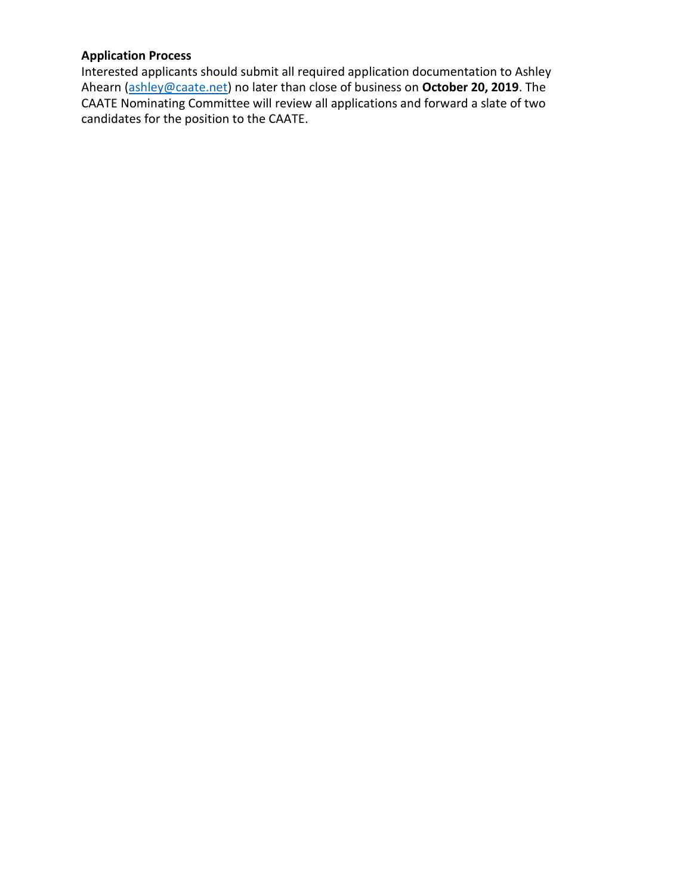**Application Process**

Interested applicants should submit all required application documentation to Ashley Ahearn (ashley@caate.net) no later than close of business on **October 20, 2019**. The CAATE Nominating Committee will review all applications and forward a slate of two candidates for the position to the CAATE.